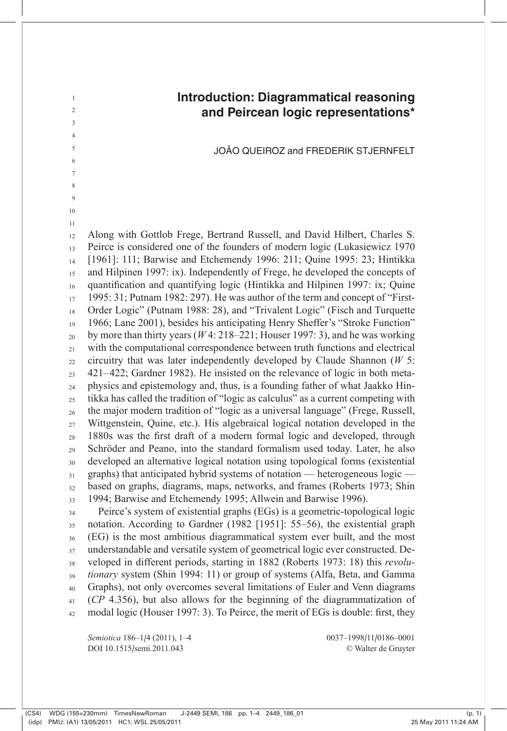# Introduction: Diagrammatical reasoning and Peircean logic representations*

JOÃO QUEIROZ and FREDERIK STJERNFELT

Along with Gottlob Frege, Bertrand Russell, and David Hilbert, Charles S. Peirce is considered one of the founders of modern logic (Lukasiewicz 1970 [1961]: 111; Barwise and Etchemendy 1996: 211; Quine 1995: 23; Hintikka and Hilpinen 1997: ix). Independently of Frege, he developed the concepts of quantification and quantifying logic (Hintikka and Hilpinen 1997: ix; Quine 1995: 31; Putnam 1982: 297). He was author of the term and concept of "First-Order Logic" (Putnam 1988: 28), and "Trivalent Logic" (Fisch and Turquette 1966; Lane 2001), besides his anticipating Henry Sheffer's "Stroke Function" by more than thirty years (*W* 4: 218–221; Houser 1997: 3), and he was working with the computational correspondence between truth functions and electrical circuitry that was later independently developed by Claude Shannon (*W* 5: 421–422; Gardner 1982). He insisted on the relevance of logic in both metaphysics and epistemology and, thus, is a founding father of what Jaakko Hintikka has called the tradition of "logic as calculus" as a current competing with the major modern tradition of "logic as a universal language" (Frege, Russell, Wittgenstein, Quine, etc.). His algebraical logical notation developed in the 1880s was the first draft of a modern formal logic and developed, through Schröder and Peano, into the standard formalism used today. Later, he also developed an alternative logical notation using topological forms (existential graphs) that anticipated hybrid systems of notation — heterogeneous logic — based on graphs, diagrams, maps, networks, and frames (Roberts 1973; Shin 1994; Barwise and Etchemendy 1995; Allwein and Barwise 1996).

Peirce's system of existential graphs (EGs) is a geometric-topological logic notation. According to Gardner (1982 [1951]: 55–56), the existential graph (EG) is the most ambitious diagrammatical system ever built, and the most understandable and versatile system of geometrical logic ever constructed. Developed in different periods, starting in 1882 (Roberts 1973: 18) this *revolutionary* system (Shin 1994: 11) or group of systems (Alfa, Beta, and Gamma Graphs), not only overcomes several limitations of Euler and Venn diagrams (*CP* 4.356), but also allows for the beginning of the diagrammatization of modal logic (Houser 1997: 3). To Peirce, the merit of EGs is double: first, they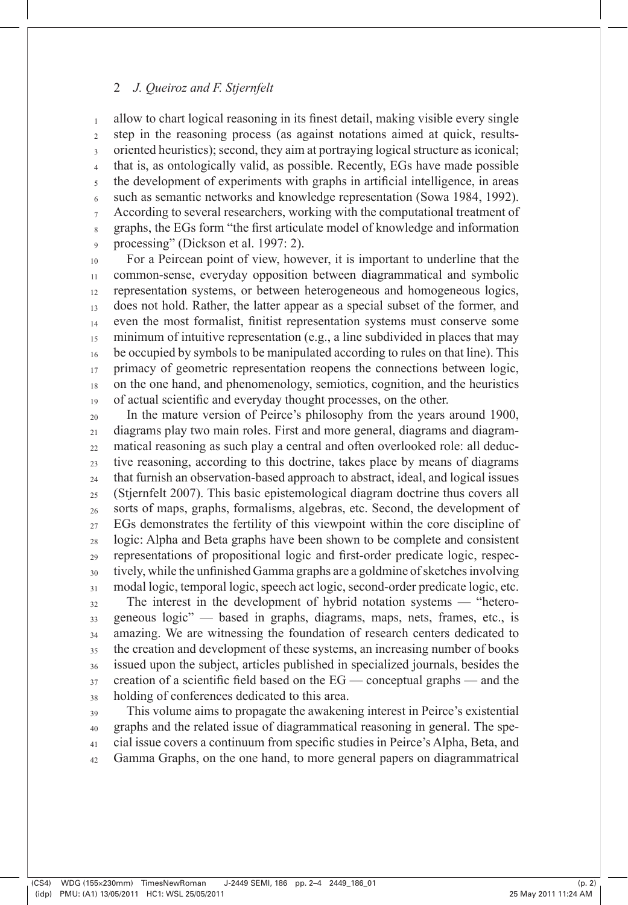allow to chart logical reasoning in its finest detail, making visible every single step in the reasoning process (as against notations aimed at quick, results-oriented heuristics); second, they aim at portraying logical structure as iconical; that is, as ontologically valid, as possible. Recently, EGs have made possible the development of experiments with graphs in artificial intelligence, in areas such as semantic networks and knowledge representation (Sowa 1984, 1992). According to several researchers, working with the computational treatment of graphs, the EGs form "the first articulate model of knowledge and information processing" (Dickson et al. 1997: 2).

For a Peircean point of view, however, it is important to underline that the common-sense, everyday opposition between diagrammatical and symbolic representation systems, or between heterogeneous and homogeneous logics, does not hold. Rather, the latter appear as a special subset of the former, and even the most formalist, finitist representation systems must conserve some minimum of intuitive representation (e.g., a line subdivided in places that may be occupied by symbols to be manipulated according to rules on that line). This primacy of geometric representation reopens the connections between logic, on the one hand, and phenomenology, semiotics, cognition, and the heuristics of actual scientific and everyday thought processes, on the other.

In the mature version of Peirce's philosophy from the years around 1900, diagrams play two main roles. First and more general, diagrams and diagrammatical reasoning as such play a central and often overlooked role: all deductive reasoning, according to this doctrine, takes place by means of diagrams that furnish an observation-based approach to abstract, ideal, and logical issues (Stjernfelt 2007). This basic epistemological diagram doctrine thus covers all sorts of maps, graphs, formalisms, algebras, etc. Second, the development of EGs demonstrates the fertility of this viewpoint within the core discipline of logic: Alpha and Beta graphs have been shown to be complete and consistent representations of propositional logic and first-order predicate logic, respectively, while the unfinished Gamma graphs are a goldmine of sketches involving modal logic, temporal logic, speech act logic, second-order predicate logic, etc.

The interest in the development of hybrid notation systems — "heterogeneous logic" — based in graphs, diagrams, maps, nets, frames, etc., is amazing. We are witnessing the foundation of research centers dedicated to the creation and development of these systems, an increasing number of books issued upon the subject, articles published in specialized journals, besides the creation of a scientific field based on the EG — conceptual graphs — and the holding of conferences dedicated to this area.

This volume aims to propagate the awakening interest in Peirce's existential graphs and the related issue of diagrammatical reasoning in general. The special issue covers a continuum from specific studies in Peirce's Alpha, Beta, and Gamma Graphs, on the one hand, to more general papers on diagrammatical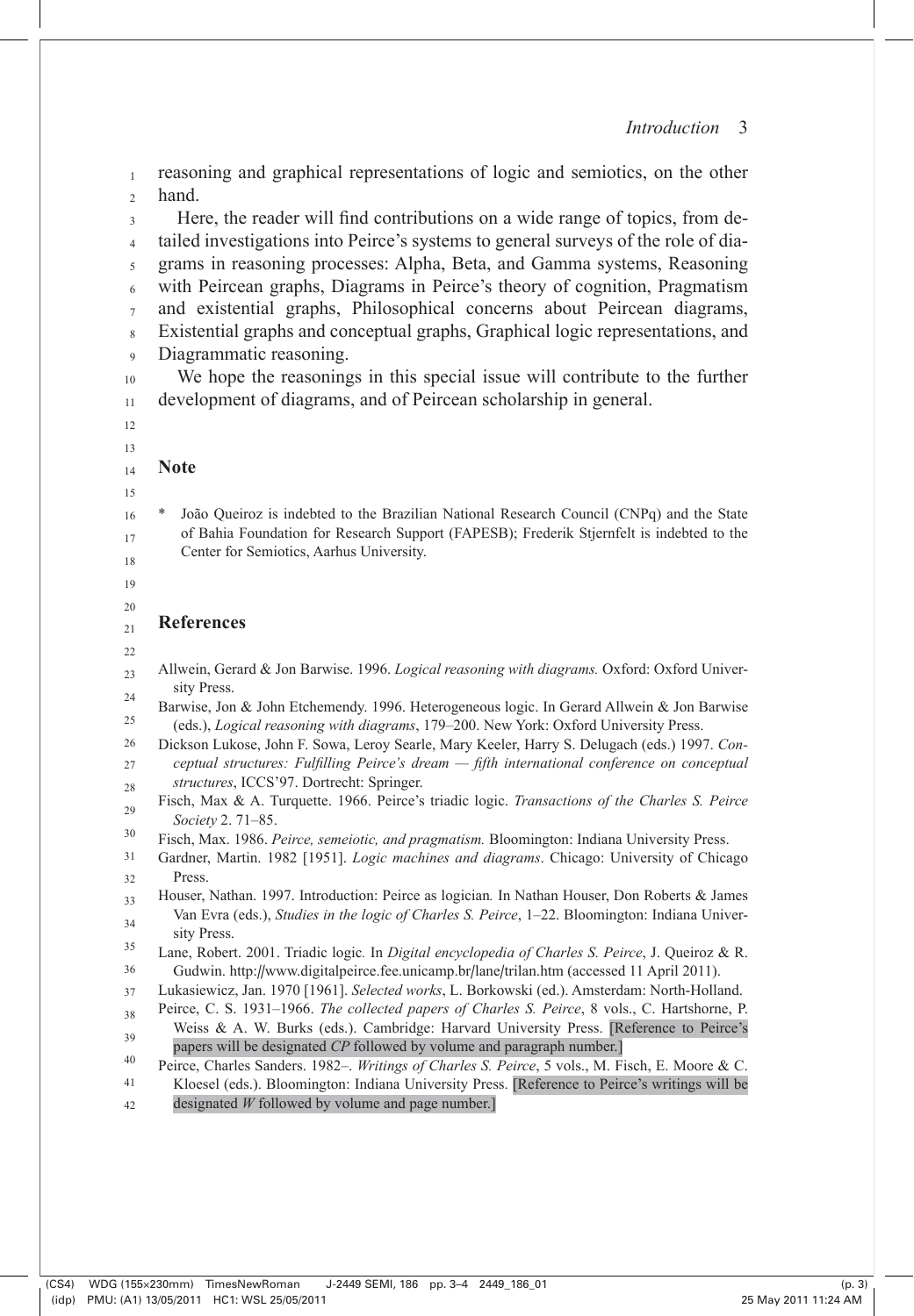reasoning and graphical representations of logic and semiotics, on the other hand.

Here, the reader will find contributions on a wide range of topics, from detailed investigations into Peirce's systems to general surveys of the role of diagrams in reasoning processes: Alpha, Beta, and Gamma systems, Reasoning with Peircean graphs, Diagrams in Peirce's theory of cognition, Pragmatism and existential graphs, Philosophical concerns about Peircean diagrams, Existential graphs and conceptual graphs, Graphical logic representations, and Diagrammatic reasoning.

We hope the reasonings in this special issue will contribute to the further development of diagrams, and of Peircean scholarship in general.

## Note

\* João Queiroz is indebted to the Brazilian National Research Council (CNPq) and the State of Bahia Foundation for Research Support (FAPESB); Frederik Stjernfelt is indebted to the Center for Semiotics, Aarhus University.

## References

Allwein, Gerard & Jon Barwise. 1996. *Logical reasoning with diagrams.* Oxford: Oxford University Press.

Barwise, Jon & John Etchemendy. 1996. Heterogeneous logic. In Gerard Allwein & Jon Barwise (eds.), *Logical reasoning with diagrams*, 179–200. New York: Oxford University Press.

Dickson Lukose, John F. Sowa, Leroy Searle, Mary Keeler, Harry S. Delugach (eds.) 1997. *Conceptual structures: Fulfilling Peirce's dream — fifth international conference on conceptual structures*, ICCS'97. Dortrecht: Springer.

Fisch, Max & A. Turquette. 1966. Peirce's triadic logic. *Transactions of the Charles S. Peirce Society* 2. 71–85.

Fisch, Max. 1986. *Peirce, semeiotic, and pragmatism.* Bloomington: Indiana University Press.

Gardner, Martin. 1982 [1951]. *Logic machines and diagrams*. Chicago: University of Chicago Press.

Houser, Nathan. 1997. Introduction: Peirce as logician. In Nathan Houser, Don Roberts & James Van Evra (eds.), *Studies in the logic of Charles S. Peirce*, 1–22. Bloomington: Indiana University Press.

Lane, Robert. 2001. Triadic logic. In *Digital encyclopedia of Charles S. Peirce*, J. Queiroz & R. Gudwin. http://www.digitalpeirce.fee.unicamp.br/lane/trilan.htm (accessed 11 April 2011).

Lukasiewicz, Jan. 1970 [1961]. *Selected works*, L. Borkowski (ed.). Amsterdam: North-Holland.

Peirce, C. S. 1931–1966. *The collected papers of Charles S. Peirce*, 8 vols., C. Hartshorne, P. Weiss & A. W. Burks (eds.). Cambridge: Harvard University Press. [Reference to Peirce's papers will be designated *CP* followed by volume and paragraph number.]

Peirce, Charles Sanders. 1982–. *Writings of Charles S. Peirce*, 5 vols., M. Fisch, E. Moore & C. Kloesel (eds.). Bloomington: Indiana University Press. [Reference to Peirce's writings will be designated *W* followed by volume and page number.]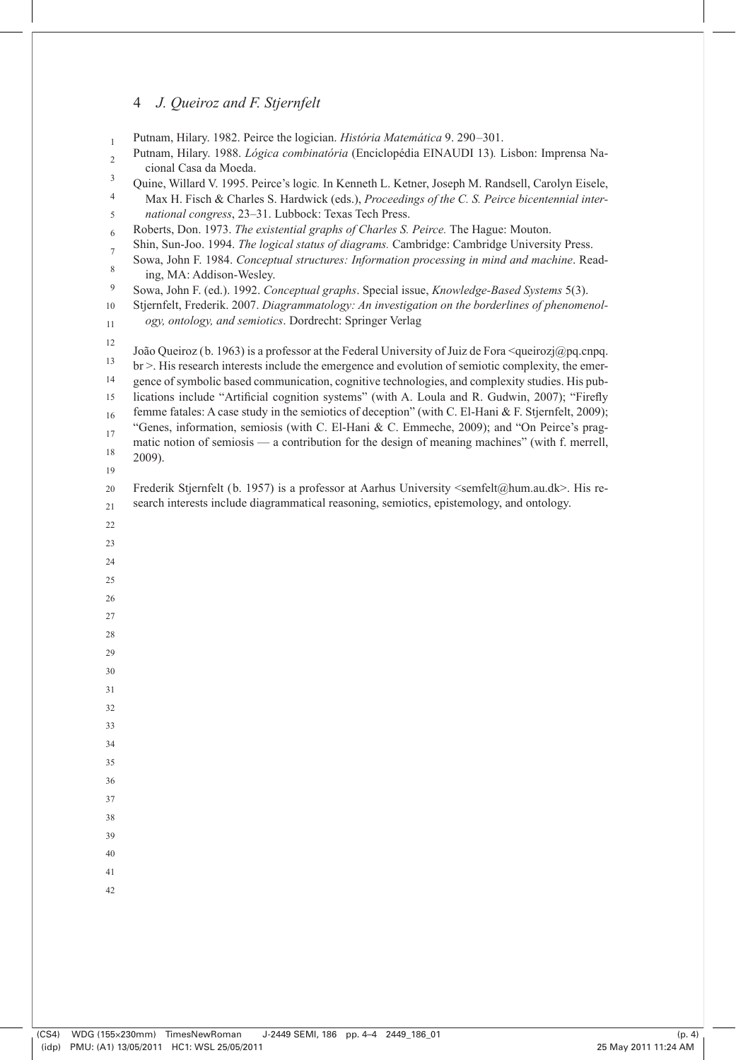Putnam, Hilary. 1982. Peirce the logician. *História Matemática* 9. 290–301.

Putnam, Hilary. 1988. *Lógica combinatória* (Enciclopédia EINAUDI 13)*.* Lisbon: Imprensa Nacional Casa da Moeda.

Quine, Willard V. 1995. Peirce's logic*.* In Kenneth L. Ketner, Joseph M. Randsell, Carolyn Eisele, Max H. Fisch & Charles S. Hardwick (eds.), *Proceedings of the C. S. Peirce bicentennial international congress*, 23–31. Lubbock: Texas Tech Press.

Roberts, Don. 1973. *The existential graphs of Charles S. Peirce.* The Hague: Mouton.

Shin, Sun-Joo. 1994. *The logical status of diagrams.* Cambridge: Cambridge University Press.

Sowa, John F. 1984. *Conceptual structures: Information processing in mind and machine*. Reading, MA: Addison-Wesley.

Sowa, John F. (ed.). 1992. *Conceptual graphs*. Special issue, *Knowledge-Based Systems* 5(3).

Stjernfelt, Frederik. 2007. *Diagrammatology: An investigation on the borderlines of phenomenology, ontology, and semiotics*. Dordrecht: Springer Verlag

João Queiroz (b. 1963) is a professor at the Federal University of Juiz de Fora <queirozj@pq.cnpq.br >. His research interests include the emergence and evolution of semiotic complexity, the emergence of symbolic based communication, cognitive technologies, and complexity studies. His publications include "Artificial cognition systems" (with A. Loula and R. Gudwin, 2007); "Firefly femme fatales: A case study in the semiotics of deception" (with C. El-Hani & F. Stjernfelt, 2009); "Genes, information, semiosis (with C. El-Hani & C. Emmeche, 2009); and "On Peirce's pragmatic notion of semiosis — a contribution for the design of meaning machines" (with f. merrell, 2009).

Frederik Stjernfelt (b. 1957) is a professor at Aarhus University <semfelt@hum.au.dk>. His research interests include diagrammatical reasoning, semiotics, epistemology, and ontology.